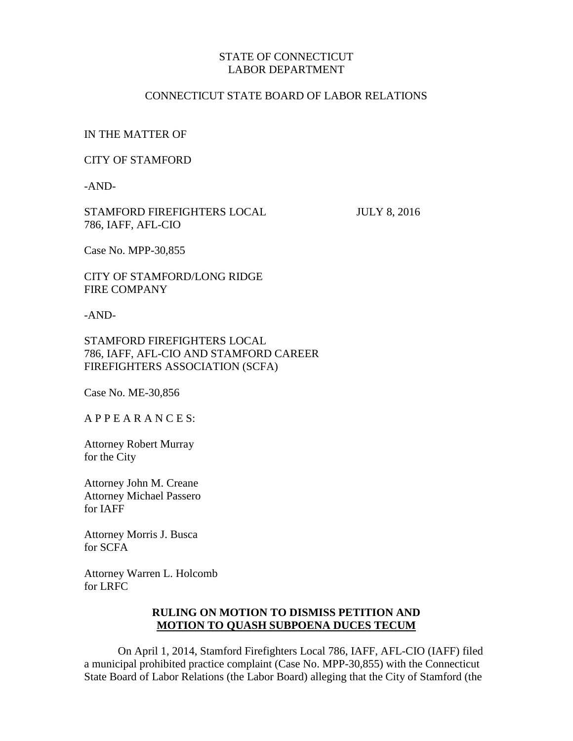STATE OF CONNECTICUT
LABOR DEPARTMENT

CONNECTICUT STATE BOARD OF LABOR RELATIONS

IN THE MATTER OF

CITY OF STAMFORD

-AND-

STAMFORD FIREFIGHTERS LOCAL 786, IAFF, AFL-CIO

JULY 8, 2016

Case No. MPP-30,855

CITY OF STAMFORD/LONG RIDGE FIRE COMPANY

-AND-

STAMFORD FIREFIGHTERS LOCAL 786, IAFF, AFL-CIO AND STAMFORD CAREER FIREFIGHTERS ASSOCIATION (SCFA)

Case No. ME-30,856

A P P E A R A N C E S:

Attorney Robert Murray
for the City

Attorney John M. Creane
Attorney Michael Passero
for IAFF

Attorney Morris J. Busca
for SCFA

Attorney Warren L. Holcomb
for LRFC

**RULING ON MOTION TO DISMISS PETITION AND MOTION TO QUASH SUBPOENA DUCES TECUM**

On April 1, 2014, Stamford Firefighters Local 786, IAFF, AFL-CIO (IAFF) filed a municipal prohibited practice complaint (Case No. MPP-30,855) with the Connecticut State Board of Labor Relations (the Labor Board) alleging that the City of Stamford (the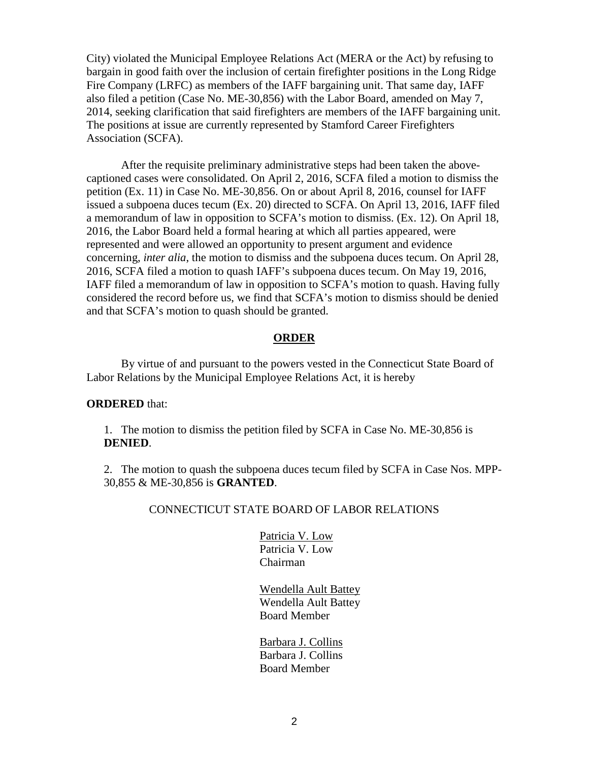City) violated the Municipal Employee Relations Act (MERA or the Act) by refusing to bargain in good faith over the inclusion of certain firefighter positions in the Long Ridge Fire Company (LRFC) as members of the IAFF bargaining unit. That same day, IAFF also filed a petition (Case No. ME-30,856) with the Labor Board, amended on May 7, 2014, seeking clarification that said firefighters are members of the IAFF bargaining unit. The positions at issue are currently represented by Stamford Career Firefighters Association (SCFA).

After the requisite preliminary administrative steps had been taken the above-captioned cases were consolidated. On April 2, 2016, SCFA filed a motion to dismiss the petition (Ex. 11) in Case No. ME-30,856. On or about April 8, 2016, counsel for IAFF issued a subpoena duces tecum (Ex. 20) directed to SCFA. On April 13, 2016, IAFF filed a memorandum of law in opposition to SCFA's motion to dismiss. (Ex. 12). On April 18, 2016, the Labor Board held a formal hearing at which all parties appeared, were represented and were allowed an opportunity to present argument and evidence concerning, *inter alia*, the motion to dismiss and the subpoena duces tecum. On April 28, 2016, SCFA filed a motion to quash IAFF's subpoena duces tecum. On May 19, 2016, IAFF filed a memorandum of law in opposition to SCFA's motion to quash. Having fully considered the record before us, we find that SCFA's motion to dismiss should be denied and that SCFA's motion to quash should be granted.

## ORDER

By virtue of and pursuant to the powers vested in the Connecticut State Board of Labor Relations by the Municipal Employee Relations Act, it is hereby

**ORDERED** that:

1. The motion to dismiss the petition filed by SCFA in Case No. ME-30,856 is **DENIED**.

2. The motion to quash the subpoena duces tecum filed by SCFA in Case Nos. MPP-30,855 & ME-30,856 is **GRANTED**.

CONNECTICUT STATE BOARD OF LABOR RELATIONS

Patricia V. Low
Patricia V. Low
Chairman

Wendella Ault Battey
Wendella Ault Battey
Board Member

Barbara J. Collins
Barbara J. Collins
Board Member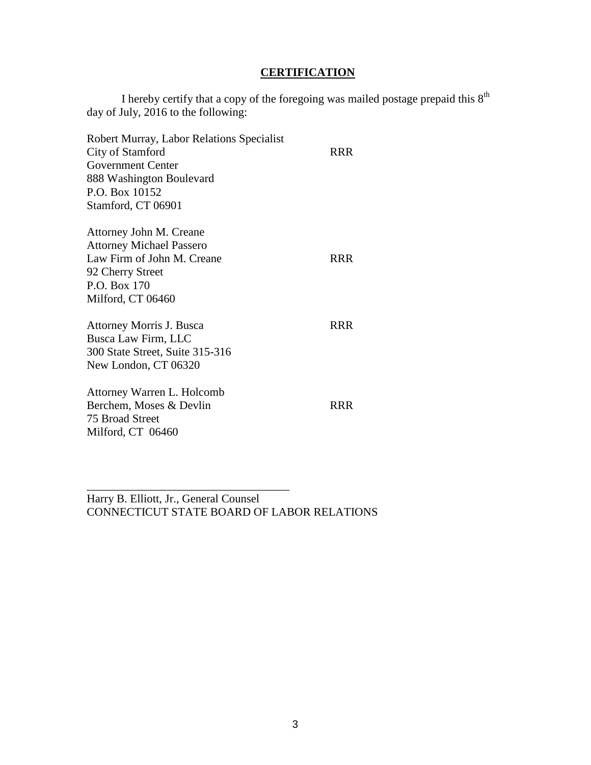**CERTIFICATION**

I hereby certify that a copy of the foregoing was mailed postage prepaid this 8th day of July, 2016 to the following:

Robert Murray, Labor Relations Specialist
City of Stamford RRR
Government Center
888 Washington Boulevard
P.O. Box 10152
Stamford, CT 06901

Attorney John M. Creane
Attorney Michael Passero
Law Firm of John M. Creane RRR
92 Cherry Street
P.O. Box 170
Milford, CT 06460

Attorney Morris J. Busca RRR
Busca Law Firm, LLC
300 State Street, Suite 315-316
New London, CT 06320

Attorney Warren L. Holcomb
Berchem, Moses & Devlin RRR
75 Broad Street
Milford, CT 06460

\_\_\_\_\_\_\_\_\_\_\_\_\_\_\_\_\_\_\_\_\_\_\_\_\_\_\_\_\_\_\_\_\_\_\_

Harry B. Elliott, Jr., General Counsel
CONNECTICUT STATE BOARD OF LABOR RELATIONS